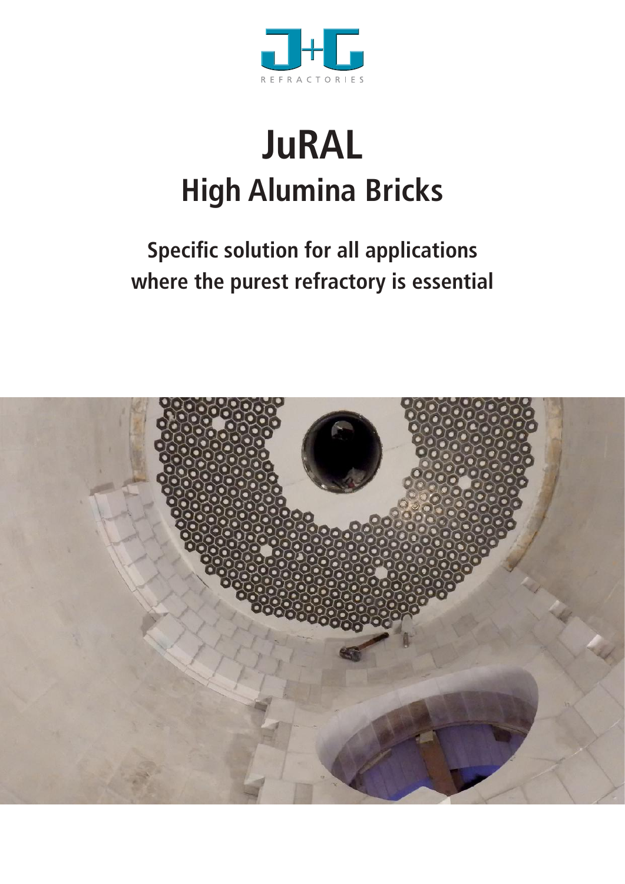J+G

REFRACTORIES

# JuRAL

## High Alumina Bricks

### Specific solution for all applications where the purest refractory is essential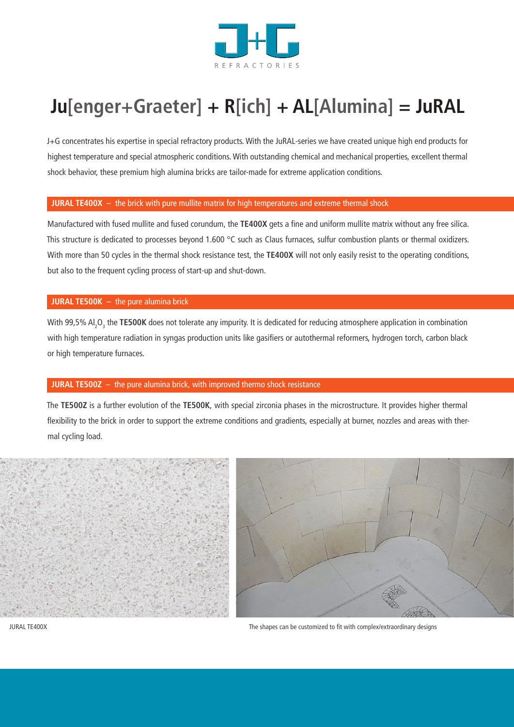# Ju[enger+Graeter] + R[ich] + AL[Alumina] = JuRAL

J+G concentrates his expertise in special refractory products. With the JuRAL-series we have created unique high end products for highest temperature and special atmospheric conditions. With outstanding chemical and mechanical properties, excellent thermal shock behavior, these premium high alumina bricks are tailor-made for extreme application conditions.

## JURAL TE400X – the brick with pure mullite matrix for high temperatures and extreme thermal shock

Manufactured with fused mullite and fused corundum, the **TE400X** gets a fine and uniform mullite matrix without any free silica. This structure is dedicated to processes beyond 1.600 °C such as Claus furnaces, sulfur combustion plants or thermal oxidizers. With more than 50 cycles in the thermal shock resistance test, the **TE400X** will not only easily resist to the operating conditions, but also to the frequent cycling process of start-up and shut-down.

## JURAL TE500K – the pure alumina brick

With 99,5% $Al_2O_3$ the **TE500K** does not tolerate any impurity. It is dedicated for reducing atmosphere application in combination with high temperature radiation in syngas production units like gasifiers or autothermal reformers, hydrogen torch, carbon black or high temperature furnaces.

## JURAL TE500Z – the pure alumina brick, with improved thermo shock resistance

The **TE500Z** is a further evolution of the **TE500K**, with special zirconia phases in the microstructure. It provides higher thermal flexibility to the brick in order to support the extreme conditions and gradients, especially at burner, nozzles and areas with thermal cycling load.

JURAL TE400X

The shapes can be customized to fit with complex/extraordinary designs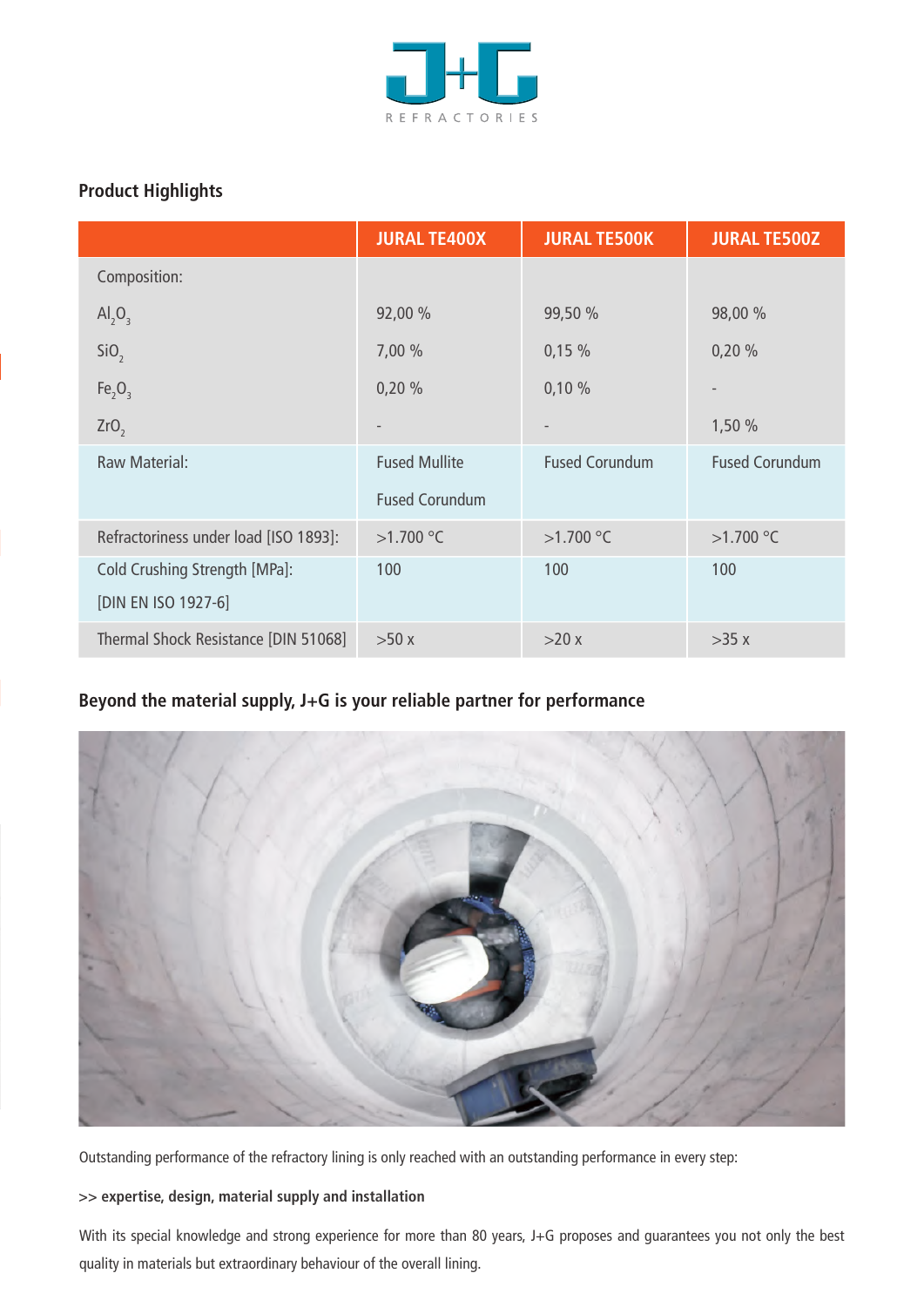## Product Highlights

| | JURAL TE400X | JURAL TE500K | JURAL TE500Z |
|---|---|---|---|
| Composition: | | | |
| $Al_2O_3$ | 92,00 % | 99,50 % | 98,00 % |
| $SiO_2$ | 7,00 % | 0,15 % | 0,20 % |
| $Fe_2O_3$ | 0,20 % | 0,10 % | - |
| $ZrO_2$ | - | - | 1,50 % |
| Raw Material: | Fused Mullite<br>Fused Corundum | Fused Corundum | Fused Corundum |
| Refractoriness under load [ISO 1893]: | >1.700 °C | >1.700 °C | >1.700 °C |
| Cold Crushing Strength [MPa]:<br>[DIN EN ISO 1927-6] | 100 | 100 | 100 |
| Thermal Shock Resistance [DIN 51068] | >50 x | >20 x | >35 x |

## Beyond the material supply, J+G is your reliable partner for performance

Outstanding performance of the refractory lining is only reached with an outstanding performance in every step:

**>> expertise, design, material supply and installation**

With its special knowledge and strong experience for more than 80 years, J+G proposes and guarantees you not only the best quality in materials but extraordinary behaviour of the overall lining.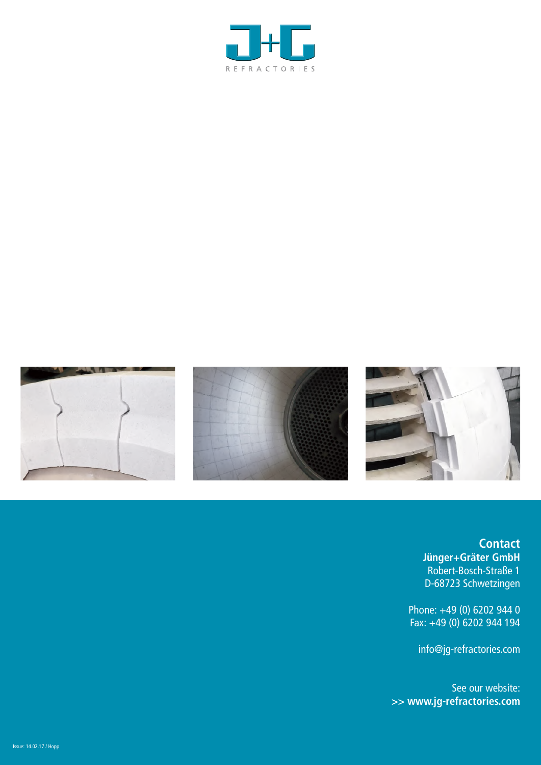J+G

REFRACTORIES

## Contact

**Jünger+Gräter GmbH**
Robert-Bosch-Straße 1
D-68723 Schwetzingen

Phone: +49 (0) 6202 944 0
Fax: +49 (0) 6202 944 194

info@jg-refractories.com

See our website:
>> **www.jg-refractories.com**

Issue: 14.02.17 / Hopp